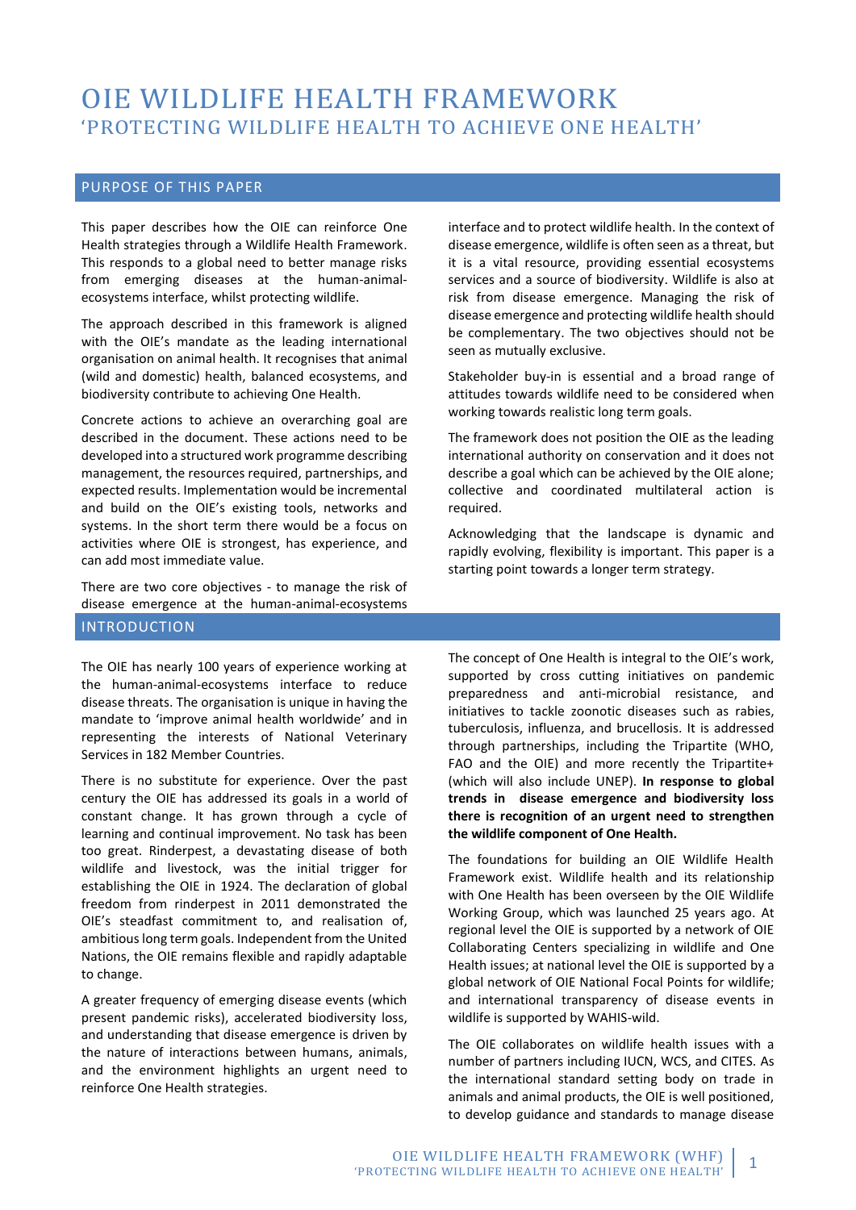# OIE WILDLIFE HEALTH FRAMEWORK

## 'PROTECTING WILDLIFE HEALTH TO ACHIEVE ONE HEALTH'

## PURPOSE OF THIS PAPER

This paper describes how the OIE can reinforce One Health strategies through a Wildlife Health Framework. This responds to a global need to better manage risks from emerging diseases at the human-animal-ecosystems interface, whilst protecting wildlife.

The approach described in this framework is aligned with the OIE's mandate as the leading international organisation on animal health. It recognises that animal (wild and domestic) health, balanced ecosystems, and biodiversity contribute to achieving One Health.

Concrete actions to achieve an overarching goal are described in the document. These actions need to be developed into a structured work programme describing management, the resources required, partnerships, and expected results. Implementation would be incremental and build on the OIE's existing tools, networks and systems. In the short term there would be a focus on activities where OIE is strongest, has experience, and can add most immediate value.

There are two core objectives - to manage the risk of disease emergence at the human-animal-ecosystems interface and to protect wildlife health. In the context of disease emergence, wildlife is often seen as a threat, but it is a vital resource, providing essential ecosystems services and a source of biodiversity. Wildlife is also at risk from disease emergence. Managing the risk of disease emergence and protecting wildlife health should be complementary. The two objectives should not be seen as mutually exclusive.

Stakeholder buy-in is essential and a broad range of attitudes towards wildlife need to be considered when working towards realistic long term goals.

The framework does not position the OIE as the leading international authority on conservation and it does not describe a goal which can be achieved by the OIE alone; collective and coordinated multilateral action is required.

Acknowledging that the landscape is dynamic and rapidly evolving, flexibility is important. This paper is a starting point towards a longer term strategy.

## INTRODUCTION

The OIE has nearly 100 years of experience working at the human-animal-ecosystems interface to reduce disease threats. The organisation is unique in having the mandate to 'improve animal health worldwide' and in representing the interests of National Veterinary Services in 182 Member Countries.

There is no substitute for experience. Over the past century the OIE has addressed its goals in a world of constant change. It has grown through a cycle of learning and continual improvement. No task has been too great. Rinderpest, a devastating disease of both wildlife and livestock, was the initial trigger for establishing the OIE in 1924. The declaration of global freedom from rinderpest in 2011 demonstrated the OIE's steadfast commitment to, and realisation of, ambitious long term goals. Independent from the United Nations, the OIE remains flexible and rapidly adaptable to change.

A greater frequency of emerging disease events (which present pandemic risks), accelerated biodiversity loss, and understanding that disease emergence is driven by the nature of interactions between humans, animals, and the environment highlights an urgent need to reinforce One Health strategies.

The concept of One Health is integral to the OIE's work, supported by cross cutting initiatives on pandemic preparedness and anti-microbial resistance, and initiatives to tackle zoonotic diseases such as rabies, tuberculosis, influenza, and brucellosis. It is addressed through partnerships, including the Tripartite (WHO, FAO and the OIE) and more recently the Tripartite+ (which will also include UNEP). **In response to global trends in disease emergence and biodiversity loss there is recognition of an urgent need to strengthen the wildlife component of One Health.**

The foundations for building an OIE Wildlife Health Framework exist. Wildlife health and its relationship with One Health has been overseen by the OIE Wildlife Working Group, which was launched 25 years ago. At regional level the OIE is supported by a network of OIE Collaborating Centers specializing in wildlife and One Health issues; at national level the OIE is supported by a global network of OIE National Focal Points for wildlife; and international transparency of disease events in wildlife is supported by WAHIS-wild.

The OIE collaborates on wildlife health issues with a number of partners including IUCN, WCS, and CITES. As the international standard setting body on trade in animals and animal products, the OIE is well positioned, to develop guidance and standards to manage disease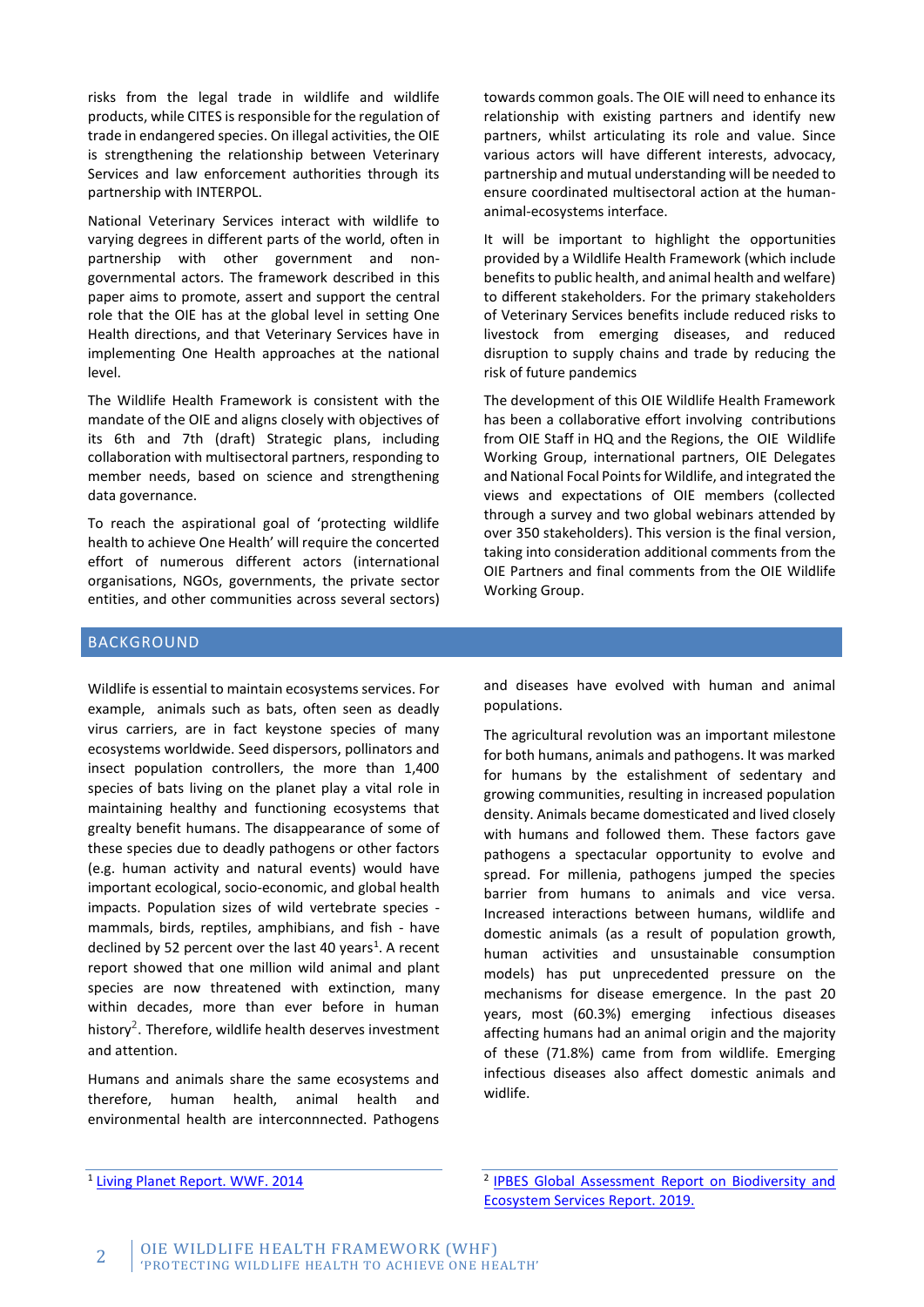risks from the legal trade in wildlife and wildlife products, while CITES is responsible for the regulation of trade in endangered species. On illegal activities, the OIE is strengthening the relationship between Veterinary Services and law enforcement authorities through its partnership with INTERPOL.

National Veterinary Services interact with wildlife to varying degrees in different parts of the world, often in partnership with other government and non-governmental actors. The framework described in this paper aims to promote, assert and support the central role that the OIE has at the global level in setting One Health directions, and that Veterinary Services have in implementing One Health approaches at the national level.

The Wildlife Health Framework is consistent with the mandate of the OIE and aligns closely with objectives of its 6th and 7th (draft) Strategic plans, including collaboration with multisectoral partners, responding to member needs, based on science and strengthening data governance.

To reach the aspirational goal of 'protecting wildlife health to achieve One Health' will require the concerted effort of numerous different actors (international organisations, NGOs, governments, the private sector entities, and other communities across several sectors) towards common goals. The OIE will need to enhance its relationship with existing partners and identify new partners, whilst articulating its role and value. Since various actors will have different interests, advocacy, partnership and mutual understanding will be needed to ensure coordinated multisectoral action at the human-animal-ecosystems interface.

It will be important to highlight the opportunities provided by a Wildlife Health Framework (which include benefits to public health, and animal health and welfare) to different stakeholders. For the primary stakeholders of Veterinary Services benefits include reduced risks to livestock from emerging diseases, and reduced disruption to supply chains and trade by reducing the risk of future pandemics

The development of this OIE Wildlife Health Framework has been a collaborative effort involving contributions from OIE Staff in HQ and the Regions, the OIE Wildlife Working Group, international partners, OIE Delegates and National Focal Points for Wildlife, and integrated the views and expectations of OIE members (collected through a survey and two global webinars attended by over 350 stakeholders). This version is the final version, taking into consideration additional comments from the OIE Partners and final comments from the OIE Wildlife Working Group.

## BACKGROUND

Wildlife is essential to maintain ecosystems services. For example, animals such as bats, often seen as deadly virus carriers, are in fact keystone species of many ecosystems worldwide. Seed dispersors, pollinators and insect population controllers, the more than 1,400 species of bats living on the planet play a vital role in maintaining healthy and functioning ecosystems that grealty benefit humans. The disappearance of some of these species due to deadly pathogens or other factors (e.g. human activity and natural events) would have important ecological, socio-economic, and global health impacts. Population sizes of wild vertebrate species - mammals, birds, reptiles, amphibians, and fish - have declined by 52 percent over the last 40 years[1]. A recent report showed that one million wild animal and plant species are now threatened with extinction, many within decades, more than ever before in human history[2]. Therefore, wildlife health deserves investment and attention.

Humans and animals share the same ecosystems and therefore, human health, animal health and environmental health are interconnnected. Pathogens and diseases have evolved with human and animal populations.

The agricultural revolution was an important milestone for both humans, animals and pathogens. It was marked for humans by the estalishment of sedentary and growing communities, resulting in increased population density. Animals became domesticated and lived closely with humans and followed them. These factors gave pathogens a spectacular opportunity to evolve and spread. For millenia, pathogens jumped the species barrier from humans to animals and vice versa. Increased interactions between humans, wildlife and domestic animals (as a result of population growth, human activities and unsustainable consumption models) has put unprecedented pressure on the mechanisms for disease emergence. In the past 20 years, most (60.3%) emerging infectious diseases affecting humans had an animal origin and the majority of these (71.8%) came from from wildlife. Emerging infectious diseases also affect domestic animals and widlife.

---

[1] Living Planet Report. WWF. 2014

[2] IPBES Global Assessment Report on Biodiversity and Ecosystem Services Report. 2019.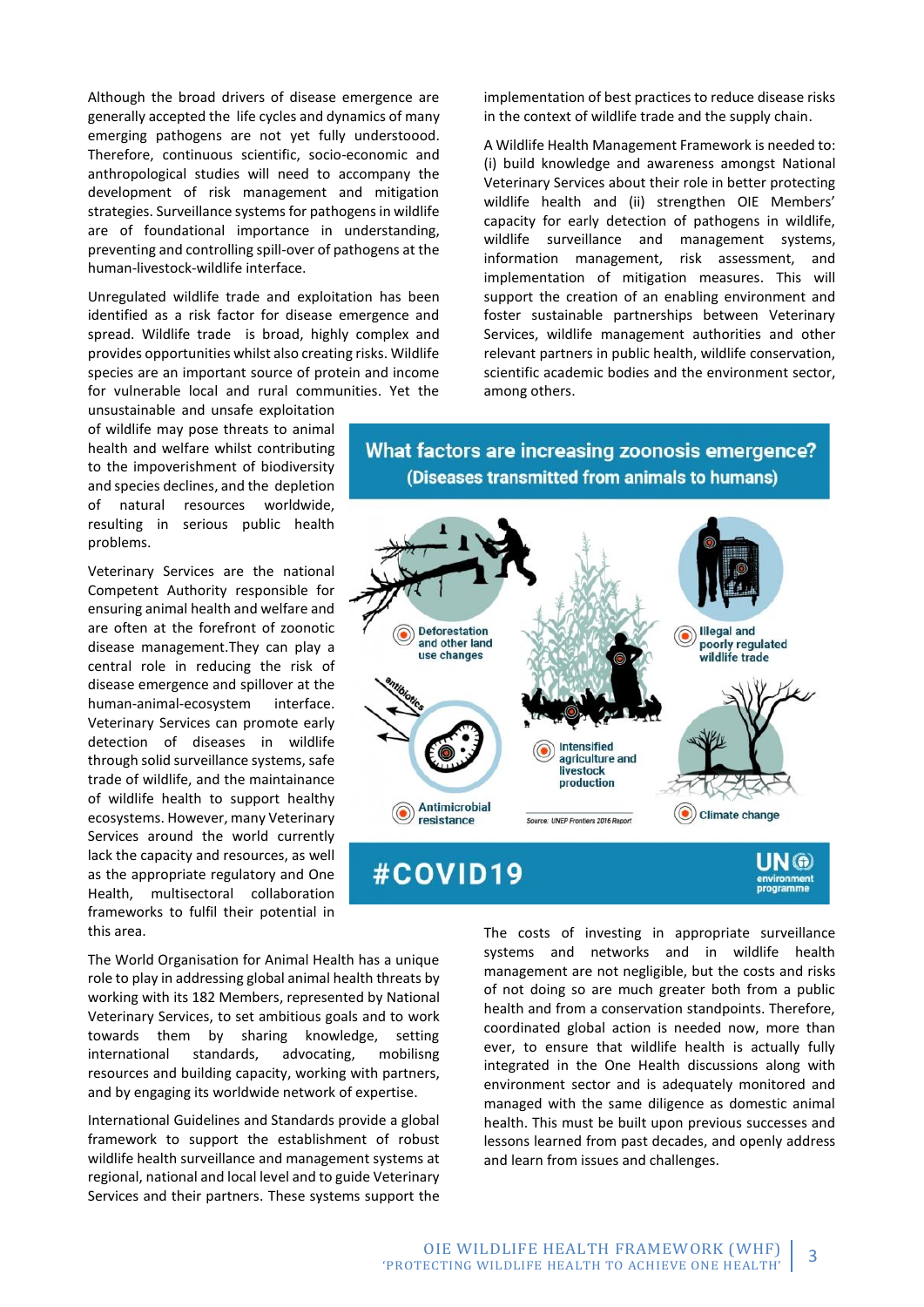Although the broad drivers of disease emergence are generally accepted the life cycles and dynamics of many emerging pathogens are not yet fully understoood. Therefore, continuous scientific, socio-economic and anthropological studies will need to accompany the development of risk management and mitigation strategies. Surveillance systems for pathogens in wildlife are of foundational importance in understanding, preventing and controlling spill-over of pathogens at the human-livestock-wildlife interface.

Unregulated wildlife trade and exploitation has been identified as a risk factor for disease emergence and spread. Wildlife trade is broad, highly complex and provides opportunities whilst also creating risks. Wildlife species are an important source of protein and income for vulnerable local and rural communities. Yet the unsustainable and unsafe exploitation of wildlife may pose threats to animal health and welfare whilst contributing to the impoverishment of biodiversity and species declines, and the depletion of natural resources worldwide, resulting in serious public health problems.

Veterinary Services are the national Competent Authority responsible for ensuring animal health and welfare and are often at the forefront of zoonotic disease management.They can play a central role in reducing the risk of disease emergence and spillover at the human-animal-ecosystem interface. Veterinary Services can promote early detection of diseases in wildlife through solid surveillance systems, safe trade of wildlife, and the maintainance of wildlife health to support healthy ecosystems. However, many Veterinary Services around the world currently lack the capacity and resources, as well as the appropriate regulatory and One Health, multisectoral collaboration frameworks to fulfil their potential in this area.

The World Organisation for Animal Health has a unique role to play in addressing global animal health threats by working with its 182 Members, represented by National Veterinary Services, to set ambitious goals and to work towards them by sharing knowledge, setting international standards, advocating, mobilisng resources and building capacity, working with partners, and by engaging its worldwide network of expertise.

International Guidelines and Standards provide a global framework to support the establishment of robust wildlife health surveillance and management systems at regional, national and local level and to guide Veterinary Services and their partners. These systems support the implementation of best practices to reduce disease risks in the context of wildlife trade and the supply chain.

A Wildlife Health Management Framework is needed to: (i) build knowledge and awareness amongst National Veterinary Services about their role in better protecting wildlife health and (ii) strengthen OIE Members' capacity for early detection of pathogens in wildlife, wildlife surveillance and management systems, information management, risk assessment, and implementation of mitigation measures. This will support the creation of an enabling environment and foster sustainable partnerships between Veterinary Services, wildlife management authorities and other relevant partners in public health, wildlife conservation, scientific academic bodies and the environment sector, among others.

**What factors are increasing zoonosis emergence? (Diseases transmitted from animals to humans)**

- Deforestation and other land use changes
- Illegal and poorly regulated wildlife trade
- Intensified agriculture and livestock production
- Antimicrobial resistance
- Climate change

Source: UNEP Frontiers 2016 Report

#COVID19

UN environment programme

The costs of investing in appropriate surveillance systems and networks and in wildlife health management are not negligible, but the costs and risks of not doing so are much greater both from a public health and from a conservation standpoints. Therefore, coordinated global action is needed now, more than ever, to ensure that wildlife health is actually fully integrated in the One Health discussions along with environment sector and is adequately monitored and managed with the same diligence as domestic animal health. This must be built upon previous successes and lessons learned from past decades, and openly address and learn from issues and challenges.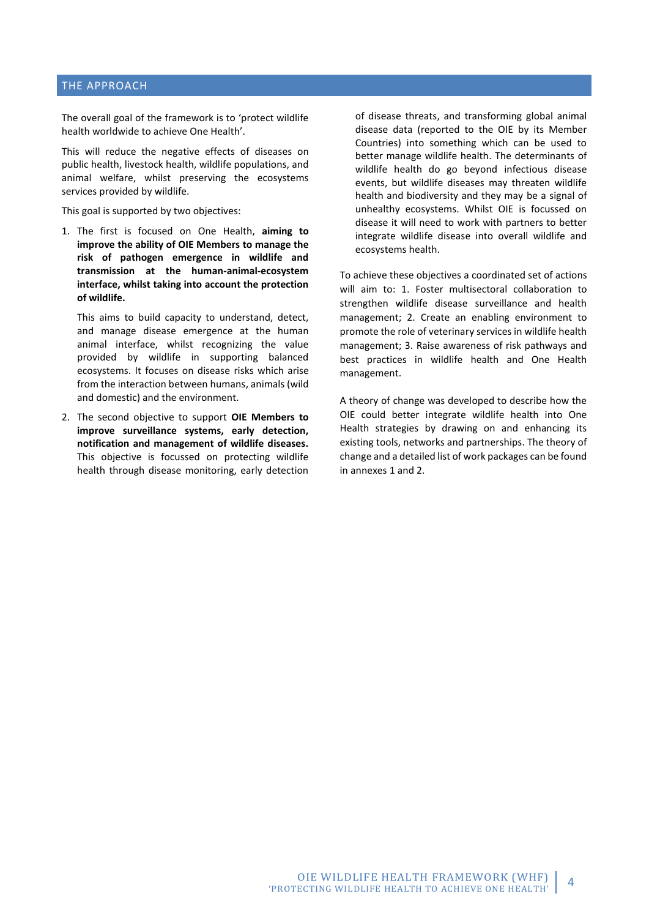## THE APPROACH

The overall goal of the framework is to 'protect wildlife health worldwide to achieve One Health'.

This will reduce the negative effects of diseases on public health, livestock health, wildlife populations, and animal welfare, whilst preserving the ecosystems services provided by wildlife.

This goal is supported by two objectives:

1. The first is focused on One Health, **aiming to improve the ability of OIE Members to manage the risk of pathogen emergence in wildlife and transmission at the human-animal-ecosystem interface, whilst taking into account the protection of wildlife.**

   This aims to build capacity to understand, detect, and manage disease emergence at the human animal interface, whilst recognizing the value provided by wildlife in supporting balanced ecosystems. It focuses on disease risks which arise from the interaction between humans, animals (wild and domestic) and the environment.

2. The second objective to support **OIE Members to improve surveillance systems, early detection, notification and management of wildlife diseases.** This objective is focussed on protecting wildlife health through disease monitoring, early detection of disease threats, and transforming global animal disease data (reported to the OIE by its Member Countries) into something which can be used to better manage wildlife health. The determinants of wildlife health do go beyond infectious disease events, but wildlife diseases may threaten wildlife health and biodiversity and they may be a signal of unhealthy ecosystems. Whilst OIE is focussed on disease it will need to work with partners to better integrate wildlife disease into overall wildlife and ecosystems health.

To achieve these objectives a coordinated set of actions will aim to: 1. Foster multisectoral collaboration to strengthen wildlife disease surveillance and health management; 2. Create an enabling environment to promote the role of veterinary services in wildlife health management; 3. Raise awareness of risk pathways and best practices in wildlife health and One Health management.

A theory of change was developed to describe how the OIE could better integrate wildlife health into One Health strategies by drawing on and enhancing its existing tools, networks and partnerships. The theory of change and a detailed list of work packages can be found in annexes 1 and 2.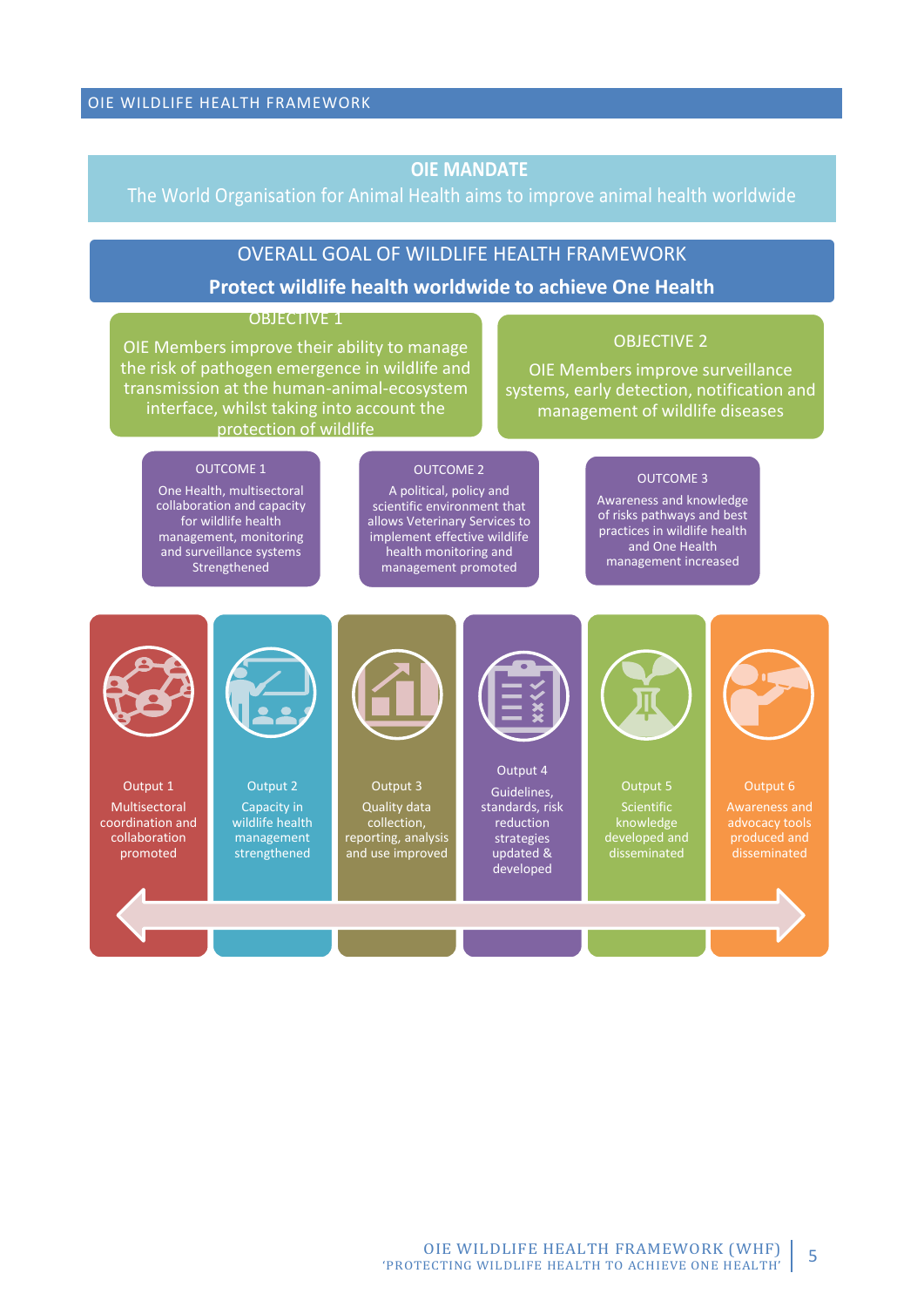## OIE MANDATE

The World Organisation for Animal Health aims to improve animal health worldwide

## OVERALL GOAL OF WILDLIFE HEALTH FRAMEWORK

**Protect wildlife health worldwide to achieve One Health**

### OBJECTIVE 1

OIE Members improve their ability to manage the risk of pathogen emergence in wildlife and transmission at the human-animal-ecosystem interface, whilst taking into account the protection of wildlife

### OBJECTIVE 2

OIE Members improve surveillance systems, early detection, notification and management of wildlife diseases

#### OUTCOME 1

One Health, multisectoral collaboration and capacity for wildlife health management, monitoring and surveillance systems Strengthened

#### OUTCOME 2

A political, policy and scientific environment that allows Veterinary Services to implement effective wildlife health monitoring and management promoted

#### OUTCOME 3

Awareness and knowledge of risks pathways and best practices in wildlife health and One Health management increased

**Output 1**
Multisectoral coordination and collaboration promoted

**Output 2**
Capacity in wildlife health management strengthened

**Output 3**
Quality data collection, reporting, analysis and use improved

**Output 4**
Guidelines, standards, risk reduction strategies updated & developed

**Output 5**
Scientific knowledge developed and disseminated

**Output 6**
Awareness and advocacy tools produced and disseminated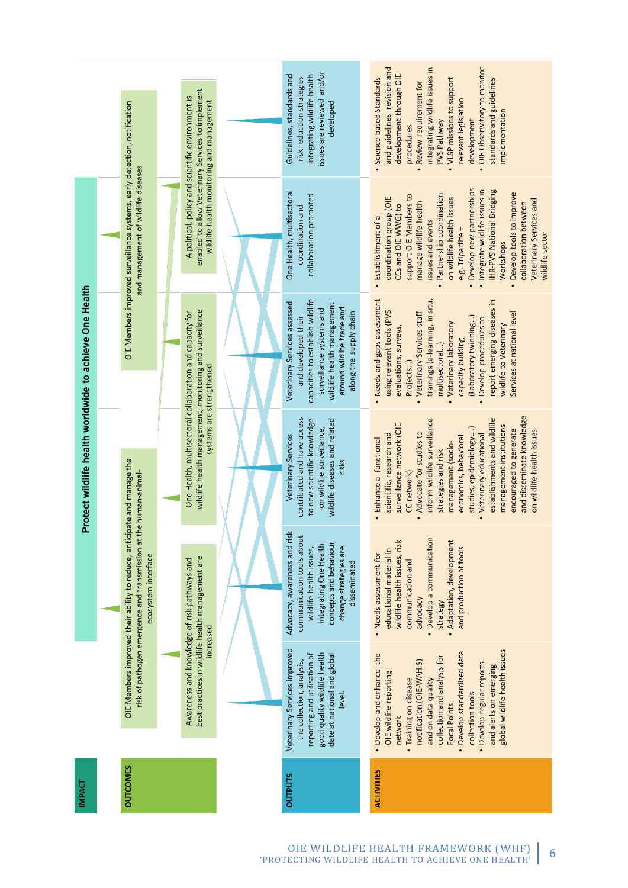**IMPACT**

Protect wildlife health worldwide to achieve One Health

**OUTCOMES**

- OIE Members improved their ability to reduce, anticipate and manage the risk of pathogen emergence and transmission at the human-animal-ecosystem interface
- OIE Members improved surveillance systems, early detection, notification and management of wildlife diseases
- Awareness and knowledge of risk pathways and best practices in wildlife health management are increased
- One Health, multisectoral collaboration and capacity for wildlife health management, monitoring and surveillance systems are strengthened
- A political, policy and scientific environment is enabled to allow Veterinary Services to implement wildlife health monitoring and management

| | | | | | |
|---|---|---|---|---|---|
| **OUTPUTS** | Veterinary Services improved the collection, analysis, reporting and utilisation of good quality wildlife health date at national and global level. | Advocacy, awareness and risk communication tools about wildlife health issues, integrating One Health concepts and behaviour change strategies are disseminated | Veterinary Services contributed and have access to new scientific knowledge on wildlife surveillance, wildlife diseases and related risks | Veterinary Services assessed and developed their capacities to establish wildlife surveillance systems and wildlife health management around wildlife trade and along the supply chain | One Health, multisectoral coordination and collaboration promoted | Guidelines, standards and risk reduction strategies integrating wildlife health issues are reviewed and/or developed |
| **ACTIVITIES** | • Develop and enhance the OIE wildlife reporting network<br>• Training on disease notification (OIE-WAHIS) and on data quality collection and analysis for Focal Points<br>• Develop standardized data collection tools<br>• Develop regular reports and alerts on emerging global wildlife health issues | • Needs assessment for educational material in wildlife health issues, risk communication and advocacy<br>• Develop a communication strategy<br>• Adaptation, development and production of tools | • Enhance a functional scientific, research and surveillance network (OIE CC network)<br>• Advocate for studies to inform wildlife surveillance strategies and risk management (socio-economics, behavioral studies, epidemiology…)<br>• Veterinary educational establishments and wildlife management institutions encouraged to generate and disseminate knowledge on wildlife health issues | • Needs and gaps assessment using relevant tools (PVS evaluations, surveys, Projects…)<br>• Veterinary Services staff trainings (e-learning, in situ, multisectoral…)<br>• Veterinary laboratory capacity building (Laboratory twinning…)<br>• Develop procedures to report emerging diseases in wildlife to Veterinary Services at national level | • Establishment of a coordination group (OIE CCs and OIE WWG) to support OIE Members to manage wildlife health issues and events<br>• Partnership coordination on wildlife health issues e.g. Tripartite +<br>• Develop new partnerships<br>• Integrate wildlife issues in IHR-PVS National Bridging Workshops<br>• Develop tools to improve collaboration between Veterinary Services and wildlife sector | • Science-based Standards and guidelines revision and development through OIE procedures<br>• Review requirement for integrating wildlife issues in PVS Pathway<br>• VLSP missions to support relevant legislation development<br>• OIE Observatory to monitor standards and guidelines implementation |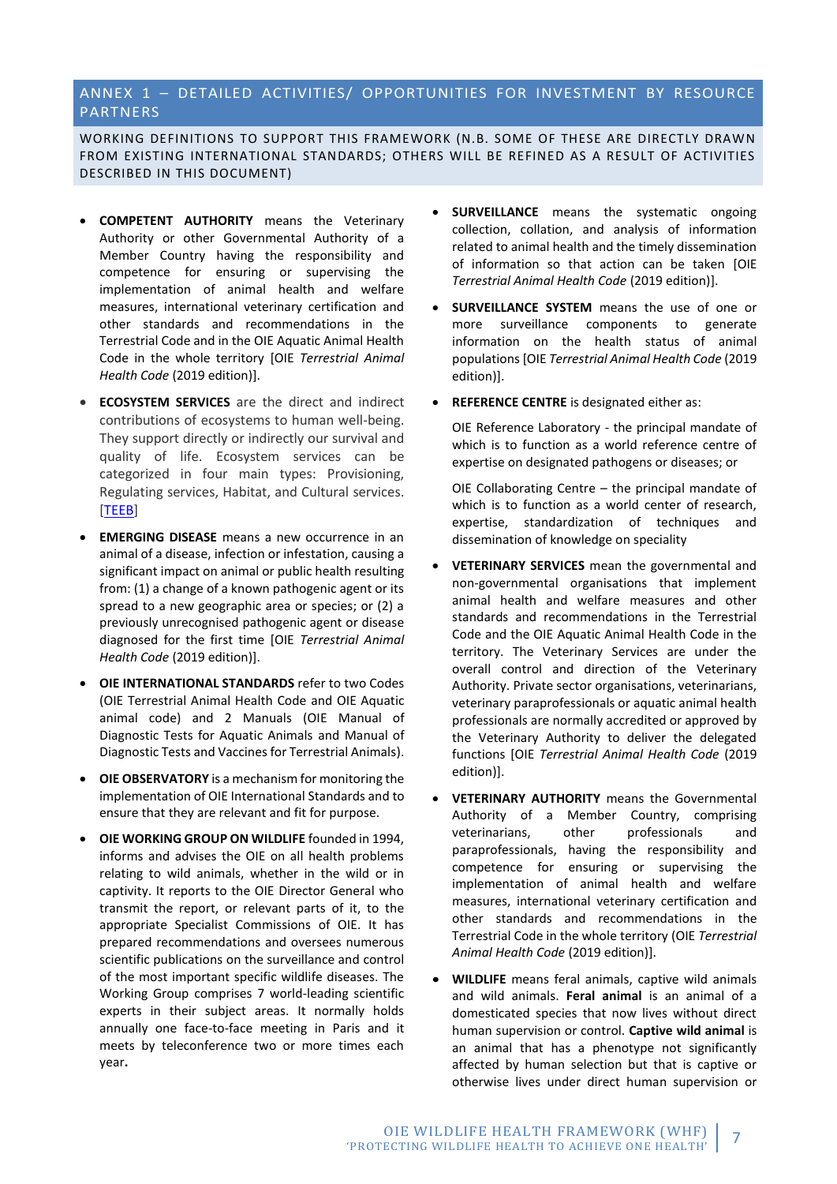## ANNEX 1 – DETAILED ACTIVITIES/ OPPORTUNITIES FOR INVESTMENT BY RESOURCE PARTNERS

### WORKING DEFINITIONS TO SUPPORT THIS FRAMEWORK (N.B. SOME OF THESE ARE DIRECTLY DRAWN FROM EXISTING INTERNATIONAL STANDARDS; OTHERS WILL BE REFINED AS A RESULT OF ACTIVITIES DESCRIBED IN THIS DOCUMENT)

- **COMPETENT AUTHORITY** means the Veterinary Authority or other Governmental Authority of a Member Country having the responsibility and competence for ensuring or supervising the implementation of animal health and welfare measures, international veterinary certification and other standards and recommendations in the Terrestrial Code and in the OIE Aquatic Animal Health Code in the whole territory [OIE *Terrestrial Animal Health Code* (2019 edition)].

- **ECOSYSTEM SERVICES** are the direct and indirect contributions of ecosystems to human well-being. They support directly or indirectly our survival and quality of life. Ecosystem services can be categorized in four main types: Provisioning, Regulating services, Habitat, and Cultural services. [TEEB]

- **EMERGING DISEASE** means a new occurrence in an animal of a disease, infection or infestation, causing a significant impact on animal or public health resulting from: (1) a change of a known pathogenic agent or its spread to a new geographic area or species; or (2) a previously unrecognised pathogenic agent or disease diagnosed for the first time [OIE *Terrestrial Animal Health Code* (2019 edition)].

- **OIE INTERNATIONAL STANDARDS** refer to two Codes (OIE Terrestrial Animal Health Code and OIE Aquatic animal code) and 2 Manuals (OIE Manual of Diagnostic Tests for Aquatic Animals and Manual of Diagnostic Tests and Vaccines for Terrestrial Animals).

- **OIE OBSERVATORY** is a mechanism for monitoring the implementation of OIE International Standards and to ensure that they are relevant and fit for purpose.

- **OIE WORKING GROUP ON WILDLIFE** founded in 1994, informs and advises the OIE on all health problems relating to wild animals, whether in the wild or in captivity. It reports to the OIE Director General who transmit the report, or relevant parts of it, to the appropriate Specialist Commissions of OIE. It has prepared recommendations and oversees numerous scientific publications on the surveillance and control of the most important specific wildlife diseases. The Working Group comprises 7 world-leading scientific experts in their subject areas. It normally holds annually one face-to-face meeting in Paris and it meets by teleconference two or more times each year.

- **SURVEILLANCE** means the systematic ongoing collection, collation, and analysis of information related to animal health and the timely dissemination of information so that action can be taken [OIE *Terrestrial Animal Health Code* (2019 edition)].

- **SURVEILLANCE SYSTEM** means the use of one or more surveillance components to generate information on the health status of animal populations [OIE *Terrestrial Animal Health Code* (2019 edition)].

- **REFERENCE CENTRE** is designated either as:

  OIE Reference Laboratory - the principal mandate of which is to function as a world reference centre of expertise on designated pathogens or diseases; or

  OIE Collaborating Centre – the principal mandate of which is to function as a world center of research, expertise, standardization of techniques and dissemination of knowledge on speciality

- **VETERINARY SERVICES** mean the governmental and non-governmental organisations that implement animal health and welfare measures and other standards and recommendations in the Terrestrial Code and the OIE Aquatic Animal Health Code in the territory. The Veterinary Services are under the overall control and direction of the Veterinary Authority. Private sector organisations, veterinarians, veterinary paraprofessionals or aquatic animal health professionals are normally accredited or approved by the Veterinary Authority to deliver the delegated functions [OIE *Terrestrial Animal Health Code* (2019 edition)].

- **VETERINARY AUTHORITY** means the Governmental Authority of a Member Country, comprising veterinarians, other professionals and paraprofessionals, having the responsibility and competence for ensuring or supervising the implementation of animal health and welfare measures, international veterinary certification and other standards and recommendations in the Terrestrial Code in the whole territory (OIE *Terrestrial Animal Health Code* (2019 edition)].

- **WILDLIFE** means feral animals, captive wild animals and wild animals. **Feral animal** is an animal of a domesticated species that now lives without direct human supervision or control. **Captive wild animal** is an animal that has a phenotype not significantly affected by human selection but that is captive or otherwise lives under direct human supervision or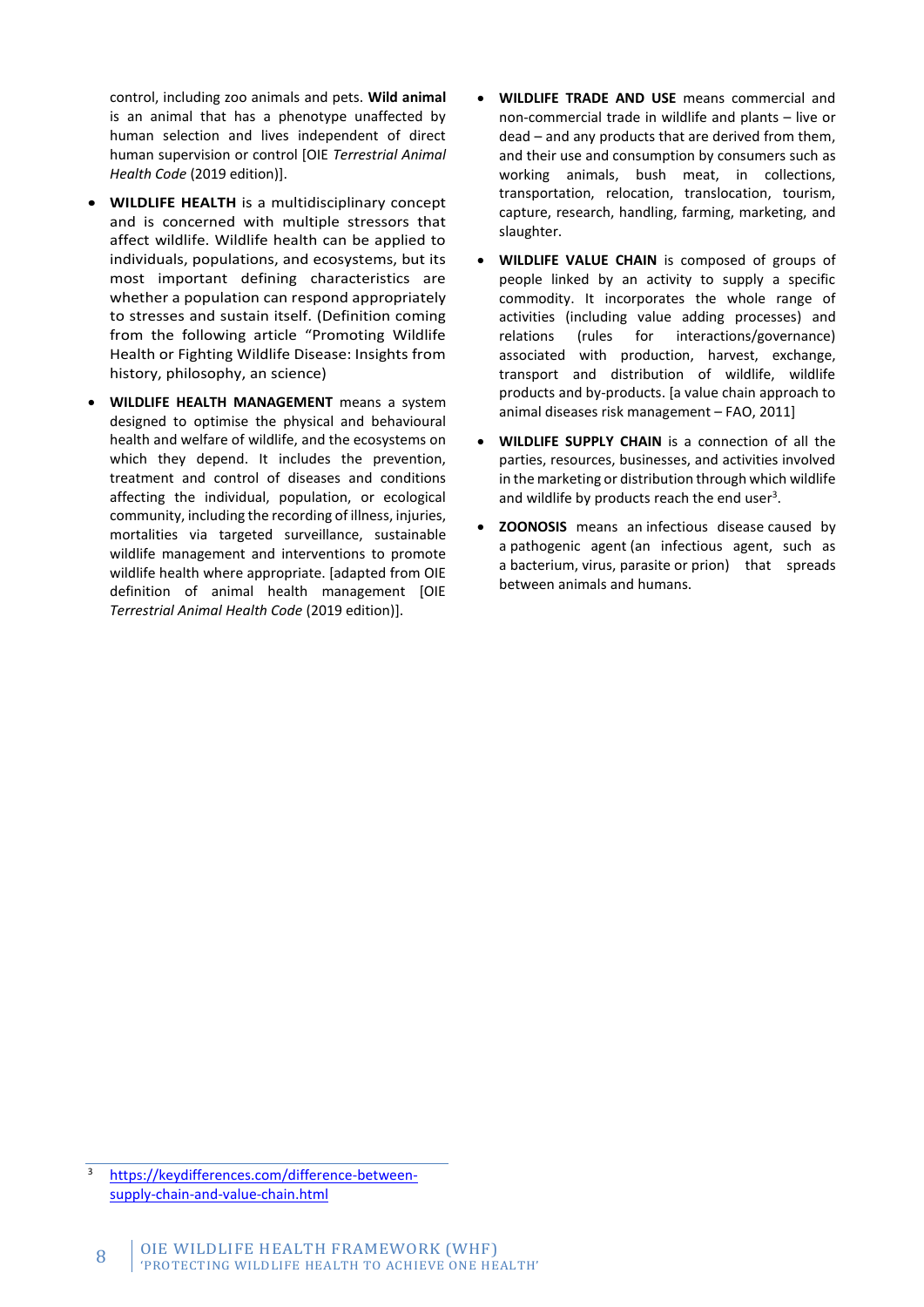control, including zoo animals and pets. **Wild animal** is an animal that has a phenotype unaffected by human selection and lives independent of direct human supervision or control [OIE *Terrestrial Animal Health Code* (2019 edition)].

- **WILDLIFE HEALTH** is a multidisciplinary concept and is concerned with multiple stressors that affect wildlife. Wildlife health can be applied to individuals, populations, and ecosystems, but its most important defining characteristics are whether a population can respond appropriately to stresses and sustain itself. (Definition coming from the following article "Promoting Wildlife Health or Fighting Wildlife Disease: Insights from history, philosophy, an science)

- **WILDLIFE HEALTH MANAGEMENT** means a system designed to optimise the physical and behavioural health and welfare of wildlife, and the ecosystems on which they depend. It includes the prevention, treatment and control of diseases and conditions affecting the individual, population, or ecological community, including the recording of illness, injuries, mortalities via targeted surveillance, sustainable wildlife management and interventions to promote wildlife health where appropriate. [adapted from OIE definition of animal health management [OIE *Terrestrial Animal Health Code* (2019 edition)].

- **WILDLIFE TRADE AND USE** means commercial and non-commercial trade in wildlife and plants – live or dead – and any products that are derived from them, and their use and consumption by consumers such as working animals, bush meat, in collections, transportation, relocation, translocation, tourism, capture, research, handling, farming, marketing, and slaughter.

- **WILDLIFE VALUE CHAIN** is composed of groups of people linked by an activity to supply a specific commodity. It incorporates the whole range of activities (including value adding processes) and relations (rules for interactions/governance) associated with production, harvest, exchange, transport and distribution of wildlife, wildlife products and by-products. [a value chain approach to animal diseases risk management – FAO, 2011]

- **WILDLIFE SUPPLY CHAIN** is a connection of all the parties, resources, businesses, and activities involved in the marketing or distribution through which wildlife and wildlife by products reach the end user[3].

- **ZOONOSIS** means an infectious disease caused by a pathogenic agent (an infectious agent, such as a bacterium, virus, parasite or prion) that spreads between animals and humans.

---

[3] https://keydifferences.com/difference-between-supply-chain-and-value-chain.html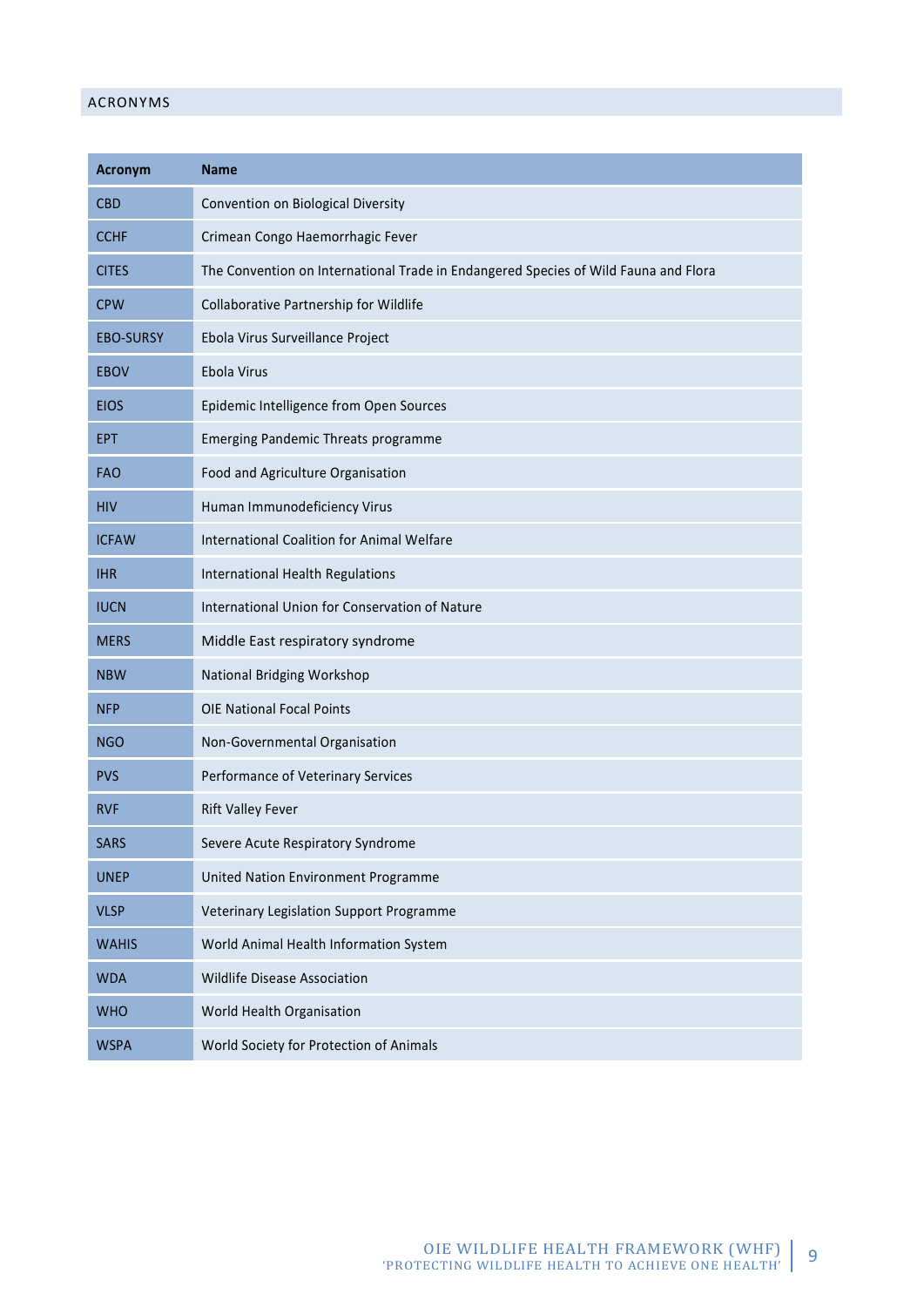## ACRONYMS

| Acronym | Name |
|---|---|
| CBD | Convention on Biological Diversity |
| CCHF | Crimean Congo Haemorrhagic Fever |
| CITES | The Convention on International Trade in Endangered Species of Wild Fauna and Flora |
| CPW | Collaborative Partnership for Wildlife |
| EBO-SURSY | Ebola Virus Surveillance Project |
| EBOV | Ebola Virus |
| EIOS | Epidemic Intelligence from Open Sources |
| EPT | Emerging Pandemic Threats programme |
| FAO | Food and Agriculture Organisation |
| HIV | Human Immunodeficiency Virus |
| ICFAW | International Coalition for Animal Welfare |
| IHR | International Health Regulations |
| IUCN | International Union for Conservation of Nature |
| MERS | Middle East respiratory syndrome |
| NBW | National Bridging Workshop |
| NFP | OIE National Focal Points |
| NGO | Non-Governmental Organisation |
| PVS | Performance of Veterinary Services |
| RVF | Rift Valley Fever |
| SARS | Severe Acute Respiratory Syndrome |
| UNEP | United Nation Environment Programme |
| VLSP | Veterinary Legislation Support Programme |
| WAHIS | World Animal Health Information System |
| WDA | Wildlife Disease Association |
| WHO | World Health Organisation |
| WSPA | World Society for Protection of Animals |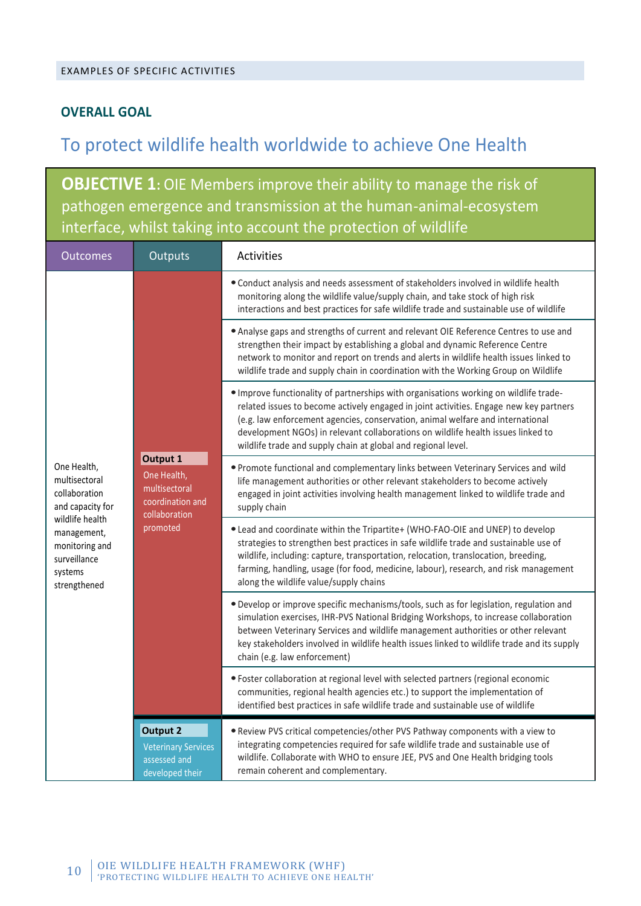EXAMPLES OF SPECIFIC ACTIVITIES

## OVERALL GOAL

# To protect wildlife health worldwide to achieve One Health

## OBJECTIVE 1: OIE Members improve their ability to manage the risk of pathogen emergence and transmission at the human-animal-ecosystem interface, whilst taking into account the protection of wildlife

| Outcomes | Outputs | Activities |
|---|---|---|
| One Health, multisectoral collaboration and capacity for wildlife health management, monitoring and surveillance systems strengthened | **Output 1** One Health, multisectoral coordination and collaboration promoted | • Conduct analysis and needs assessment of stakeholders involved in wildlife health monitoring along the wildlife value/supply chain, and take stock of high risk interactions and best practices for safe wildlife trade and sustainable use of wildlife |
| | | • Analyse gaps and strengths of current and relevant OIE Reference Centres to use and strengthen their impact by establishing a global and dynamic Reference Centre network to monitor and report on trends and alerts in wildlife health issues linked to wildlife trade and supply chain in coordination with the Working Group on Wildlife |
| | | • Improve functionality of partnerships with organisations working on wildlife trade-related issues to become actively engaged in joint activities. Engage new key partners (e.g. law enforcement agencies, conservation, animal welfare and international development NGOs) in relevant collaborations on wildlife health issues linked to wildlife trade and supply chain at global and regional level. |
| | | • Promote functional and complementary links between Veterinary Services and wild life management authorities or other relevant stakeholders to become actively engaged in joint activities involving health management linked to wildlife trade and supply chain |
| | | • Lead and coordinate within the Tripartite+ (WHO-FAO-OIE and UNEP) to develop strategies to strengthen best practices in safe wildlife trade and sustainable use of wildlife, including: capture, transportation, relocation, translocation, breeding, farming, handling, usage (for food, medicine, labour), research, and risk management along the wildlife value/supply chains |
| | | • Develop or improve specific mechanisms/tools, such as for legislation, regulation and simulation exercises, IHR-PVS National Bridging Workshops, to increase collaboration between Veterinary Services and wildlife management authorities or other relevant key stakeholders involved in wildlife health issues linked to wildlife trade and its supply chain (e.g. law enforcement) |
| | | • Foster collaboration at regional level with selected partners (regional economic communities, regional health agencies etc.) to support the implementation of identified best practices in safe wildlife trade and sustainable use of wildlife |
| | **Output 2** Veterinary Services assessed and developed their | • Review PVS critical competencies/other PVS Pathway components with a view to integrating competencies required for safe wildlife trade and sustainable use of wildlife. Collaborate with WHO to ensure JEE, PVS and One Health bridging tools remain coherent and complementary. |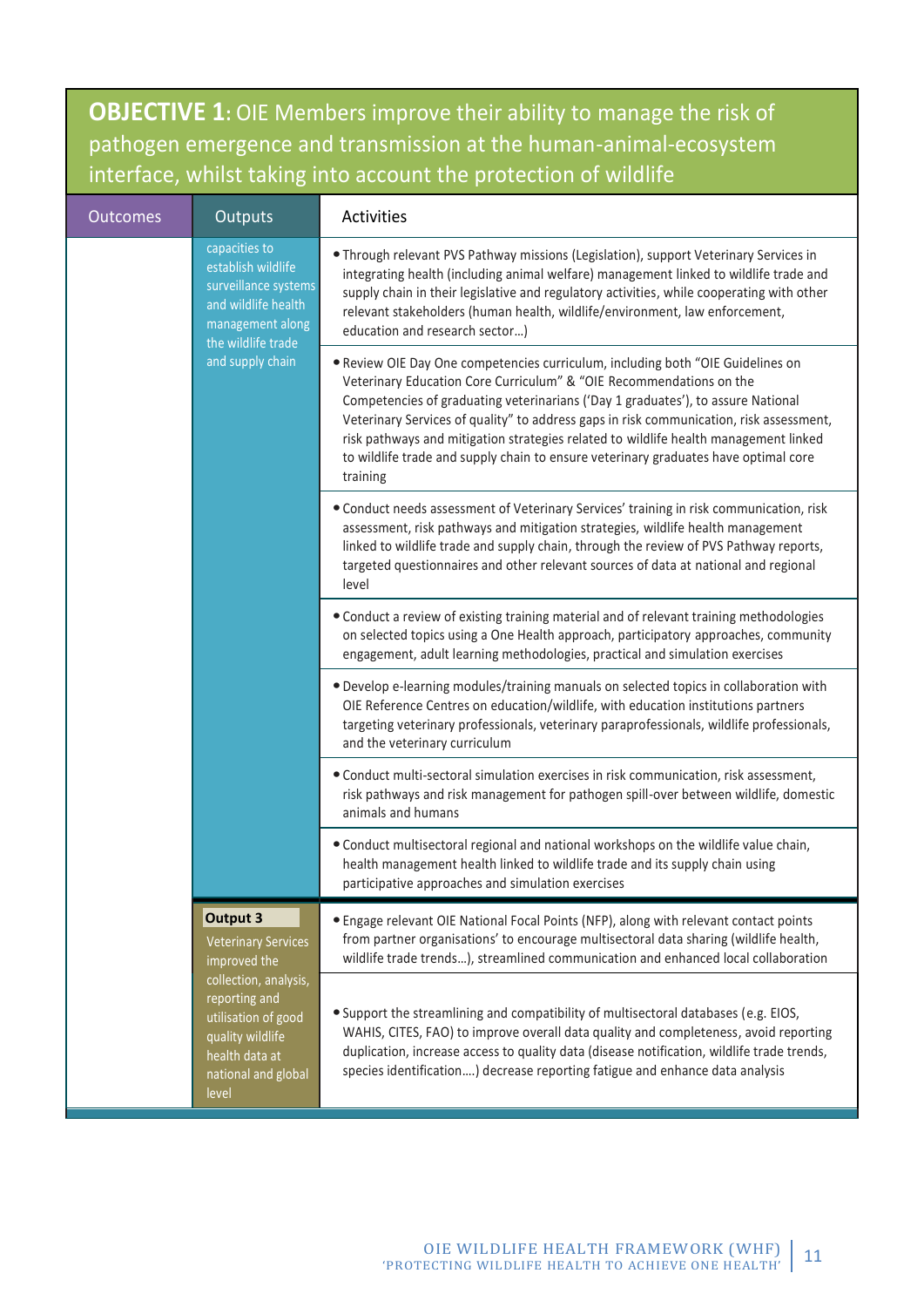**OBJECTIVE 1**: OIE Members improve their ability to manage the risk of pathogen emergence and transmission at the human-animal-ecosystem interface, whilst taking into account the protection of wildlife

| Outcomes | Outputs | Activities |
|---|---|---|
| | capacities to establish wildlife surveillance systems and wildlife health management along the wildlife trade and supply chain | • Through relevant PVS Pathway missions (Legislation), support Veterinary Services in integrating health (including animal welfare) management linked to wildlife trade and supply chain in their legislative and regulatory activities, while cooperating with other relevant stakeholders (human health, wildlife/environment, law enforcement, education and research sector…) |
| | | • Review OIE Day One competencies curriculum, including both "OIE Guidelines on Veterinary Education Core Curriculum" & "OIE Recommendations on the Competencies of graduating veterinarians ('Day 1 graduates'), to assure National Veterinary Services of quality" to address gaps in risk communication, risk assessment, risk pathways and mitigation strategies related to wildlife health management linked to wildlife trade and supply chain to ensure veterinary graduates have optimal core training |
| | | • Conduct needs assessment of Veterinary Services' training in risk communication, risk assessment, risk pathways and mitigation strategies, wildlife health management linked to wildlife trade and supply chain, through the review of PVS Pathway reports, targeted questionnaires and other relevant sources of data at national and regional level |
| | | • Conduct a review of existing training material and of relevant training methodologies on selected topics using a One Health approach, participatory approaches, community engagement, adult learning methodologies, practical and simulation exercises |
| | | • Develop e-learning modules/training manuals on selected topics in collaboration with OIE Reference Centres on education/wildlife, with education institutions partners targeting veterinary professionals, veterinary paraprofessionals, wildlife professionals, and the veterinary curriculum |
| | | • Conduct multi-sectoral simulation exercises in risk communication, risk assessment, risk pathways and risk management for pathogen spill-over between wildlife, domestic animals and humans |
| | | • Conduct multisectoral regional and national workshops on the wildlife value chain, health management health linked to wildlife trade and its supply chain using participatory approaches and simulation exercises |
| | **Output 3** Veterinary Services improved the collection, analysis, reporting and utilisation of good quality wildlife health data at national and global level | • Engage relevant OIE National Focal Points (NFP), along with relevant contact points from partner organisations' to encourage multisectoral data sharing (wildlife health, wildlife trade trends…), streamlined communication and enhanced local collaboration |
| | | • Support the streamlining and compatibility of multisectoral databases (e.g. EIOS, WAHIS, CITES, FAO) to improve overall data quality and completeness, avoid reporting duplication, increase access to quality data (disease notification, wildlife trade trends, species identification….) decrease reporting fatigue and enhance data analysis |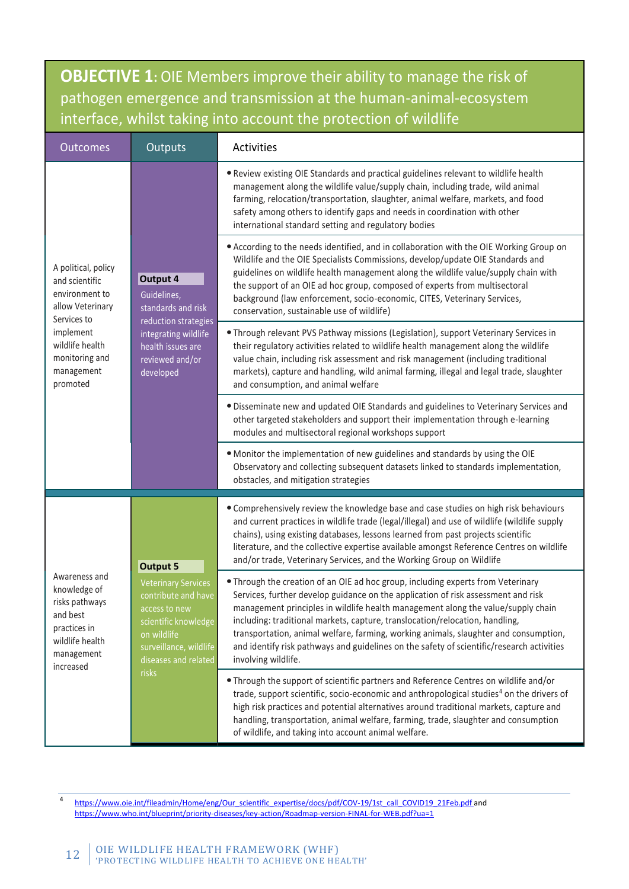**OBJECTIVE 1**: OIE Members improve their ability to manage the risk of pathogen emergence and transmission at the human-animal-ecosystem interface, whilst taking into account the protection of wildlife

| Outcomes | Outputs | Activities |
|---|---|---|
| A political, policy and scientific environment to allow Veterinary Services to implement wildlife health monitoring and management promoted | **Output 4** Guidelines, standards and risk reduction strategies integrating wildlife health issues are reviewed and/or developed | • Review existing OIE Standards and practical guidelines relevant to wildlife health management along the wildlife value/supply chain, including trade, wild animal farming, relocation/transportation, slaughter, animal welfare, markets, and food safety among others to identify gaps and needs in coordination with other international standard setting and regulatory bodies |
| | | • According to the needs identified, and in collaboration with the OIE Working Group on Wildlife and the OIE Specialists Commissions, develop/update OIE Standards and guidelines on wildlife health management along the wildlife value/supply chain with the support of an OIE ad hoc group, composed of experts from multisectoral background (law enforcement, socio-economic, CITES, Veterinary Services, conservation, sustainable use of wildlife) |
| | | • Through relevant PVS Pathway missions (Legislation), support Veterinary Services in their regulatory activities related to wildlife health management along the wildlife value chain, including risk assessment and risk management (including traditional markets), capture and handling, wild animal farming, illegal and legal trade, slaughter and consumption, and animal welfare |
| | | • Disseminate new and updated OIE Standards and guidelines to Veterinary Services and other targeted stakeholders and support their implementation through e-learning modules and multisectoral regional workshops support |
| | | • Monitor the implementation of new guidelines and standards by using the OIE Observatory and collecting subsequent datasets linked to standards implementation, obstacles, and mitigation strategies |
| Awareness and knowledge of risks pathways and best practices in wildlife health management increased | **Output 5** Veterinary Services contribute and have access to new scientific knowledge on wildlife surveillance, wildlife diseases and related risks | • Comprehensively review the knowledge base and case studies on high risk behaviours and current practices in wildlife trade (legal/illegal) and use of wildlife (wildlife supply chains), using existing databases, lessons learned from past projects scientific literature, and the collective expertise available amongst Reference Centres on wildlife and/or trade, Veterinary Services, and the Working Group on Wildlife |
| | | • Through the creation of an OIE ad hoc group, including experts from Veterinary Services, further develop guidance on the application of risk assessment and risk management principles in wildlife health management along the value/supply chain including: traditional markets, capture, translocation/relocation, handling, transportation, animal welfare, farming, working animals, slaughter and consumption, and identify risk pathways and guidelines on the safety of scientific/research activities involving wildlife. |
| | | • Through the support of scientific partners and Reference Centres on wildlife and/or trade, support scientific, socio-economic and anthropological studies[4] on the drivers of high risk practices and potential alternatives around traditional markets, capture and handling, transportation, animal welfare, farming, trade, slaughter and consumption of wildlife, and taking into account animal welfare. |

[4] https://www.oie.int/fileadmin/Home/eng/Our_scientific_expertise/docs/pdf/COV-19/1st_call_COVID19_21Feb.pdf and https://www.who.int/blueprint/priority-diseases/key-action/Roadmap-version-FINAL-for-WEB.pdf?ua=1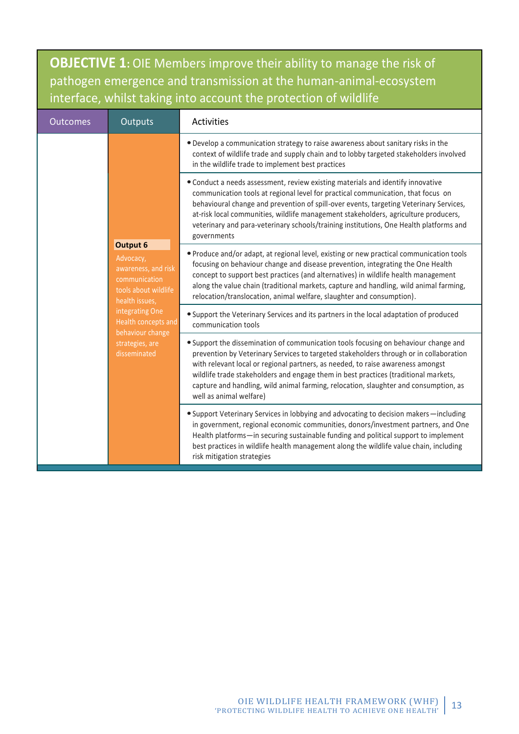**OBJECTIVE 1**: OIE Members improve their ability to manage the risk of pathogen emergence and transmission at the human-animal-ecosystem interface, whilst taking into account the protection of wildlife

| Outcomes | Outputs | Activities |
|---|---|---|
| | **Output 6** Advocacy, awareness, and risk communication tools about wildlife health issues, integrating One Health concepts and behaviour change strategies, are disseminated | • Develop a communication strategy to raise awareness about sanitary risks in the context of wildlife trade and supply chain and to lobby targeted stakeholders involved in the wildlife trade to implement best practices |
| | | • Conduct a needs assessment, review existing materials and identify innovative communication tools at regional level for practical communication, that focus on behavioural change and prevention of spill-over events, targeting Veterinary Services, at-risk local communities, wildlife management stakeholders, agriculture producers, veterinary and para-veterinary schools/training institutions, One Health platforms and governments |
| | | • Produce and/or adapt, at regional level, existing or new practical communication tools focusing on behaviour change and disease prevention, integrating the One Health concept to support best practices (and alternatives) in wildlife health management along the value chain (traditional markets, capture and handling, wild animal farming, relocation/translocation, animal welfare, slaughter and consumption). |
| | | • Support the Veterinary Services and its partners in the local adaptation of produced communication tools |
| | | • Support the dissemination of communication tools focusing on behaviour change and prevention by Veterinary Services to targeted stakeholders through or in collaboration with relevant local or regional partners, as needed, to raise awareness amongst wildlife trade stakeholders and engage them in best practices (traditional markets, capture and handling, wild animal farming, relocation, slaughter and consumption, as well as animal welfare) |
| | | • Support Veterinary Services in lobbying and advocating to decision makers—including in government, regional economic communities, donors/investment partners, and One Health platforms—in securing sustainable funding and political support to implement best practices in wildlife health management along the wildlife value chain, including risk mitigation strategies |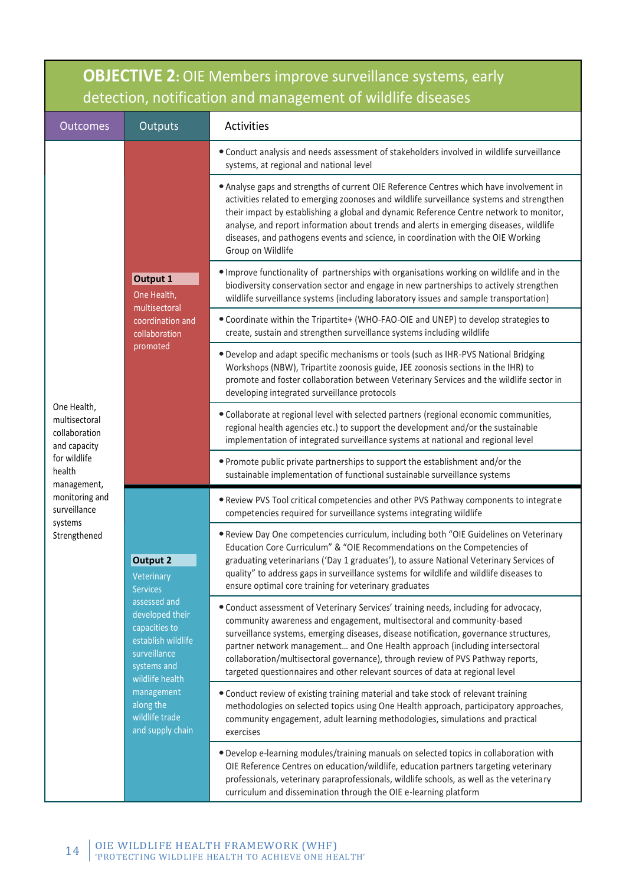## OBJECTIVE 2: OIE Members improve surveillance systems, early detection, notification and management of wildlife diseases

| Outcomes | Outputs | Activities |
|---|---|---|
| One Health, multisectoral collaboration and capacity for wildlife health management, monitoring and surveillance systems Strengthened | **Output 1** One Health, multisectoral coordination and collaboration promoted | • Conduct analysis and needs assessment of stakeholders involved in wildlife surveillance systems, at regional and national level |
| | | • Analyse gaps and strengths of current OIE Reference Centres which have involvement in activities related to emerging zoonoses and wildlife surveillance systems and strengthen their impact by establishing a global and dynamic Reference Centre network to monitor, analyse, and report information about trends and alerts in emerging diseases, wildlife diseases, and pathogens events and science, in coordination with the OIE Working Group on Wildlife |
| | | • Improve functionality of partnerships with organisations working on wildlife and in the biodiversity conservation sector and engage in new partnerships to actively strengthen wildlife surveillance systems (including laboratory issues and sample transportation) |
| | | • Coordinate within the Tripartite+ (WHO-FAO-OIE and UNEP) to develop strategies to create, sustain and strengthen surveillance systems including wildlife |
| | | • Develop and adapt specific mechanisms or tools (such as IHR-PVS National Bridging Workshops (NBW), Tripartite zoonosis guide, JEE zoonosis sections in the IHR) to promote and foster collaboration between Veterinary Services and the wildlife sector in developing integrated surveillance protocols |
| | | • Collaborate at regional level with selected partners (regional economic communities, regional health agencies etc.) to support the development and/or the sustainable implementation of integrated surveillance systems at national and regional level |
| | | • Promote public private partnerships to support the establishment and/or the sustainable implementation of functional sustainable surveillance systems |
| | **Output 2** Veterinary Services assessed and developed their capacities to establish wildlife surveillance systems and wildlife health management along the wildlife trade and supply chain | • Review PVS Tool critical competencies and other PVS Pathway components to integrate competencies required for surveillance systems integrating wildlife |
| | | • Review Day One competencies curriculum, including both "OIE Guidelines on Veterinary Education Core Curriculum" & "OIE Recommendations on the Competencies of graduating veterinarians ('Day 1 graduates'), to assure National Veterinary Services of quality" to address gaps in surveillance systems for wildlife and wildlife diseases to ensure optimal core training for veterinary graduates |
| | | • Conduct assessment of Veterinary Services' training needs, including for advocacy, community awareness and engagement, multisectoral and community-based surveillance systems, emerging diseases, disease notification, governance structures, partner network management… and One Health approach (including intersectoral collaboration/multisectoral governance), through review of PVS Pathway reports, targeted questionnaires and other relevant sources of data at regional level |
| | | • Conduct review of existing training material and take stock of relevant training methodologies on selected topics using One Health approach, participatory approaches, community engagement, adult learning methodologies, simulations and practical exercises |
| | | • Develop e-learning modules/training manuals on selected topics in collaboration with OIE Reference Centres on education/wildlife, education partners targeting veterinary professionals, veterinary paraprofessionals, wildlife schools, as well as the veterinary curriculum and dissemination through the OIE e-learning platform |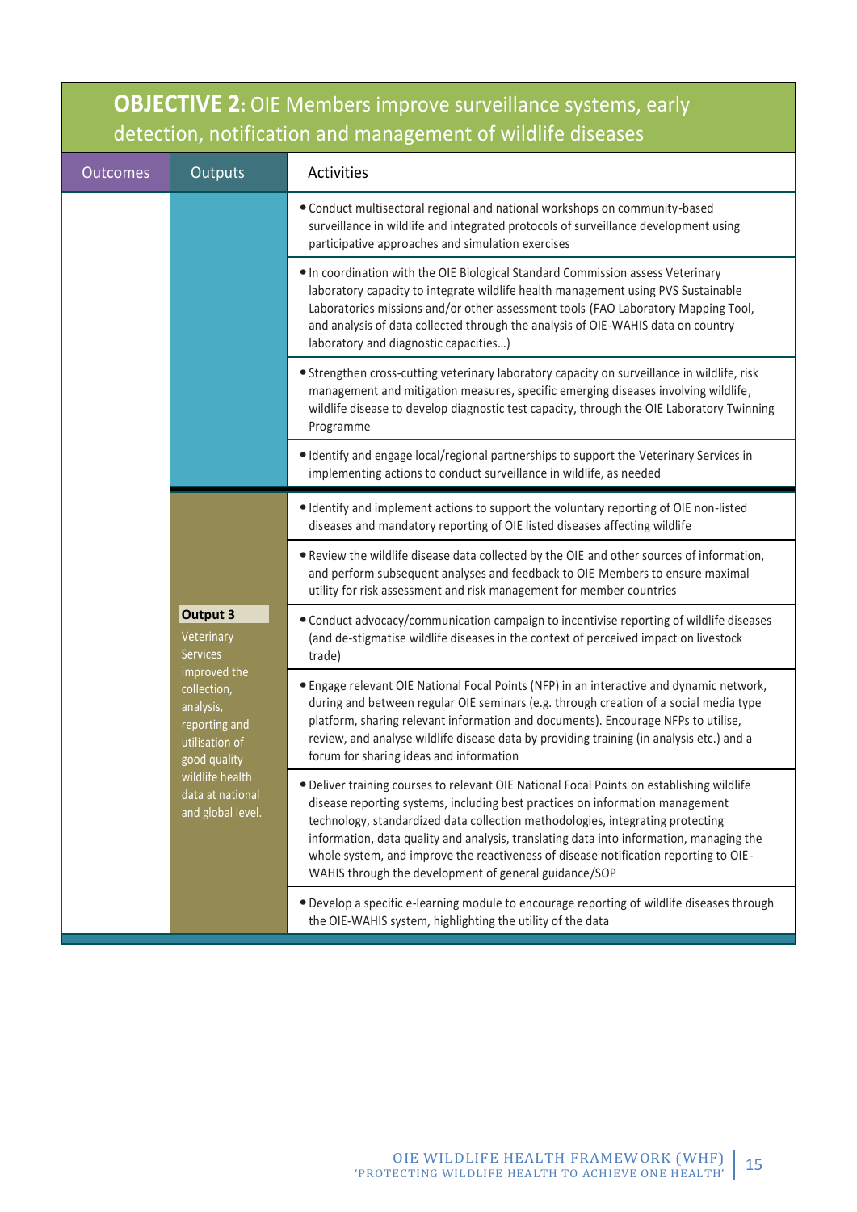## OBJECTIVE 2: OIE Members improve surveillance systems, early detection, notification and management of wildlife diseases

| Outcomes | Outputs | Activities |
|---|---|---|
| | | • Conduct multisectoral regional and national workshops on community-based surveillance in wildlife and integrated protocols of surveillance development using participative approaches and simulation exercises |
| | | • In coordination with the OIE Biological Standard Commission assess Veterinary laboratory capacity to integrate wildlife health management using PVS Sustainable Laboratories missions and/or other assessment tools (FAO Laboratory Mapping Tool, and analysis of data collected through the analysis of OIE-WAHIS data on country laboratory and diagnostic capacities…) |
| | | • Strengthen cross-cutting veterinary laboratory capacity on surveillance in wildlife, risk management and mitigation measures, specific emerging diseases involving wildlife, wildlife disease to develop diagnostic test capacity, through the OIE Laboratory Twinning Programme |
| | | • Identify and engage local/regional partnerships to support the Veterinary Services in implementing actions to conduct surveillance in wildlife, as needed |
| | **Output 3** Veterinary Services improved the collection, analysis, reporting and utilisation of good quality wildlife health data at national and global level. | • Identify and implement actions to support the voluntary reporting of OIE non-listed diseases and mandatory reporting of OIE listed diseases affecting wildlife |
| | | • Review the wildlife disease data collected by the OIE and other sources of information, and perform subsequent analyses and feedback to OIE Members to ensure maximal utility for risk assessment and risk management for member countries |
| | | • Conduct advocacy/communication campaign to incentivise reporting of wildlife diseases (and de-stigmatise wildlife diseases in the context of perceived impact on livestock trade) |
| | | • Engage relevant OIE National Focal Points (NFP) in an interactive and dynamic network, during and between regular OIE seminars (e.g. through creation of a social media type platform, sharing relevant information and documents). Encourage NFPs to utilise, review, and analyse wildlife disease data by providing training (in analysis etc.) and a forum for sharing ideas and information |
| | | • Deliver training courses to relevant OIE National Focal Points on establishing wildlife disease reporting systems, including best practices on information management technology, standardized data collection methodologies, integrating protecting information, data quality and analysis, translating data into information, managing the whole system, and improve the reactiveness of disease notification reporting to OIE-WAHIS through the development of general guidance/SOP |
| | | • Develop a specific e-learning module to encourage reporting of wildlife diseases through the OIE-WAHIS system, highlighting the utility of the data |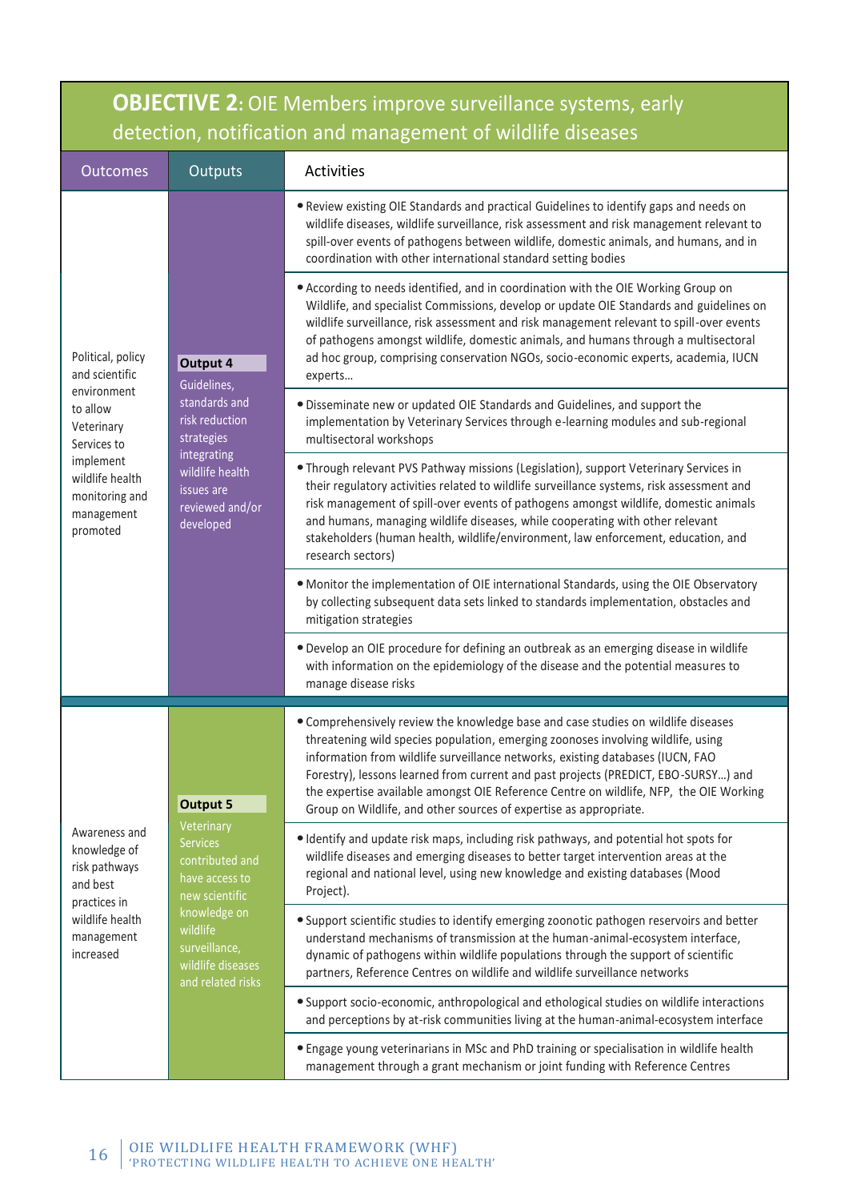## OBJECTIVE 2: OIE Members improve surveillance systems, early detection, notification and management of wildlife diseases

| Outcomes | Outputs | Activities |
|---|---|---|
| Political, policy and scientific environment to allow Veterinary Services to implement wildlife health monitoring and management promoted | **Output 4** Guidelines, standards and risk reduction strategies integrating wildlife health issues are reviewed and/or developed | • Review existing OIE Standards and practical Guidelines to identify gaps and needs on wildlife diseases, wildlife surveillance, risk assessment and risk management relevant to spill-over events of pathogens between wildlife, domestic animals, and humans, and in coordination with other international standard setting bodies |
| | | • According to needs identified, and in coordination with the OIE Working Group on Wildlife, and specialist Commissions, develop or update OIE Standards and guidelines on wildlife surveillance, risk assessment and risk management relevant to spill-over events of pathogens amongst wildlife, domestic animals, and humans through a multisectoral ad hoc group, comprising conservation NGOs, socio-economic experts, academia, IUCN experts… |
| | | • Disseminate new or updated OIE Standards and Guidelines, and support the implementation by Veterinary Services through e-learning modules and sub-regional multisectoral workshops |
| | | • Through relevant PVS Pathway missions (Legislation), support Veterinary Services in their regulatory activities related to wildlife surveillance systems, risk assessment and risk management of spill-over events of pathogens amongst wildlife, domestic animals and humans, managing wildlife diseases, while cooperating with other relevant stakeholders (human health, wildlife/environment, law enforcement, education, and research sectors) |
| | | • Monitor the implementation of OIE international Standards, using the OIE Observatory by collecting subsequent data sets linked to standards implementation, obstacles and mitigation strategies |
| | | • Develop an OIE procedure for defining an outbreak as an emerging disease in wildlife with information on the epidemiology of the disease and the potential measures to manage disease risks |
| Awareness and knowledge of risk pathways and best practices in wildlife health management increased | **Output 5** Veterinary Services contributed and have access to new scientific knowledge on wildlife surveillance, wildlife diseases and related risks | • Comprehensively review the knowledge base and case studies on wildlife diseases threatening wild species population, emerging zoonoses involving wildlife, using information from wildlife surveillance networks, existing databases (IUCN, FAO Forestry), lessons learned from current and past projects (PREDICT, EBO-SURSY…) and the expertise available amongst OIE Reference Centre on wildlife, NFP, the OIE Working Group on Wildlife, and other sources of expertise as appropriate. |
| | | • Identify and update risk maps, including risk pathways, and potential hot spots for wildlife diseases and emerging diseases to better target intervention areas at the regional and national level, using new knowledge and existing databases (Mood Project). |
| | | • Support scientific studies to identify emerging zoonotic pathogen reservoirs and better understand mechanisms of transmission at the human-animal-ecosystem interface, dynamic of pathogens within wildlife populations through the support of scientific partners, Reference Centres on wildlife and wildlife surveillance networks |
| | | • Support socio-economic, anthropological and ethological studies on wildlife interactions and perceptions by at-risk communities living at the human-animal-ecosystem interface |
| | | • Engage young veterinarians in MSc and PhD training or specialisation in wildlife health management through a grant mechanism or joint funding with Reference Centres |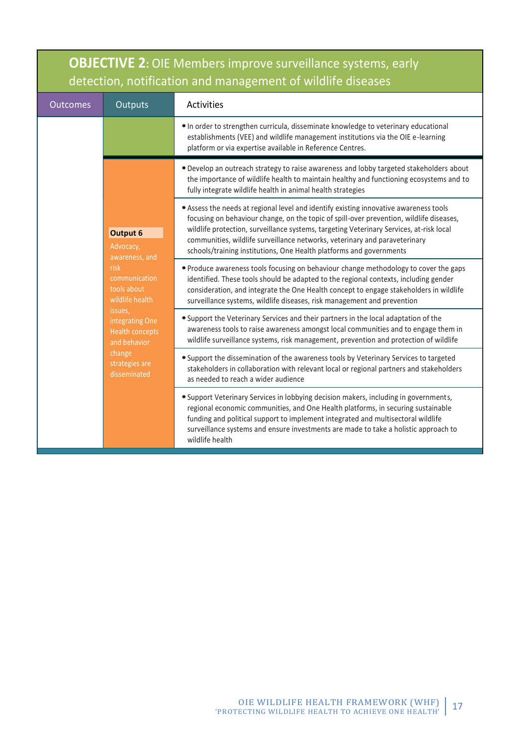## **OBJECTIVE 2**: OIE Members improve surveillance systems, early detection, notification and management of wildlife diseases

| Outcomes | Outputs | Activities |
| --- | --- | --- |
| | | • In order to strengthen curricula, disseminate knowledge to veterinary educational establishments (VEE) and wildlife management institutions via the OIE e-learning platform or via expertise available in Reference Centres. |
| | **Output 6** Advocacy, awareness, and risk communication tools about wildlife health issues, integrating One Health concepts and behavior change strategies are disseminated | • Develop an outreach strategy to raise awareness and lobby targeted stakeholders about the importance of wildlife health to maintain healthy and functioning ecosystems and to fully integrate wildlife health in animal health strategies |
| | | • Assess the needs at regional level and identify existing innovative awareness tools focusing on behaviour change, on the topic of spill-over prevention, wildlife diseases, wildlife protection, surveillance systems, targeting Veterinary Services, at-risk local communities, wildlife surveillance networks, veterinary and paraveterinary schools/training institutions, One Health platforms and governments |
| | | • Produce awareness tools focusing on behaviour change methodology to cover the gaps identified. These tools should be adapted to the regional contexts, including gender consideration, and integrate the One Health concept to engage stakeholders in wildlife surveillance systems, wildlife diseases, risk management and prevention |
| | | • Support the Veterinary Services and their partners in the local adaptation of the awareness tools to raise awareness amongst local communities and to engage them in wildlife surveillance systems, risk management, prevention and protection of wildlife |
| | | • Support the dissemination of the awareness tools by Veterinary Services to targeted stakeholders in collaboration with relevant local or regional partners and stakeholders as needed to reach a wider audience |
| | | • Support Veterinary Services in lobbying decision makers, including in governments, regional economic communities, and One Health platforms, in securing sustainable funding and political support to implement integrated and multisectoral wildlife surveillance systems and ensure investments are made to take a holistic approach to wildlife health |